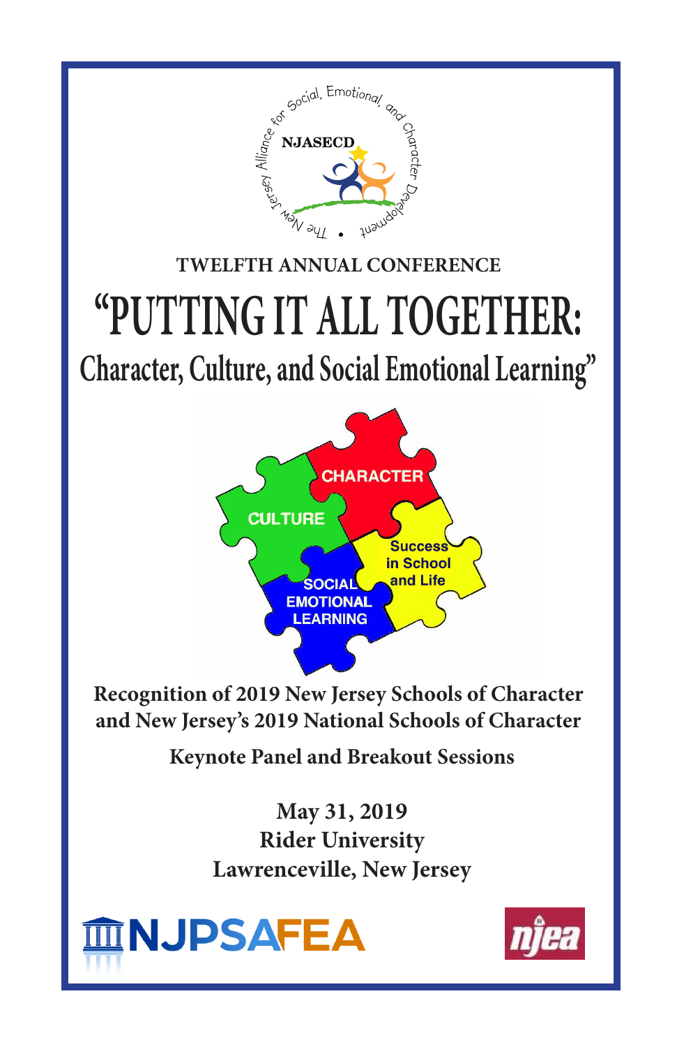The New Jersey Alliance for Social, Emotional, and Character Development

NJASECD

### TWELFTH ANNUAL CONFERENCE

# "PUTTING IT ALL TOGETHER:

## Character, Culture, and Social Emotional Learning"

CHARACTER

CULTURE

Success in School and Life

SOCIAL EMOTIONAL LEARNING

**Recognition of 2019 New Jersey Schools of Character and New Jersey's 2019 National Schools of Character**

**Keynote Panel and Breakout Sessions**

**May 31, 2019**
**Rider University**
**Lawrenceville, New Jersey**

NJPSAFEA

njea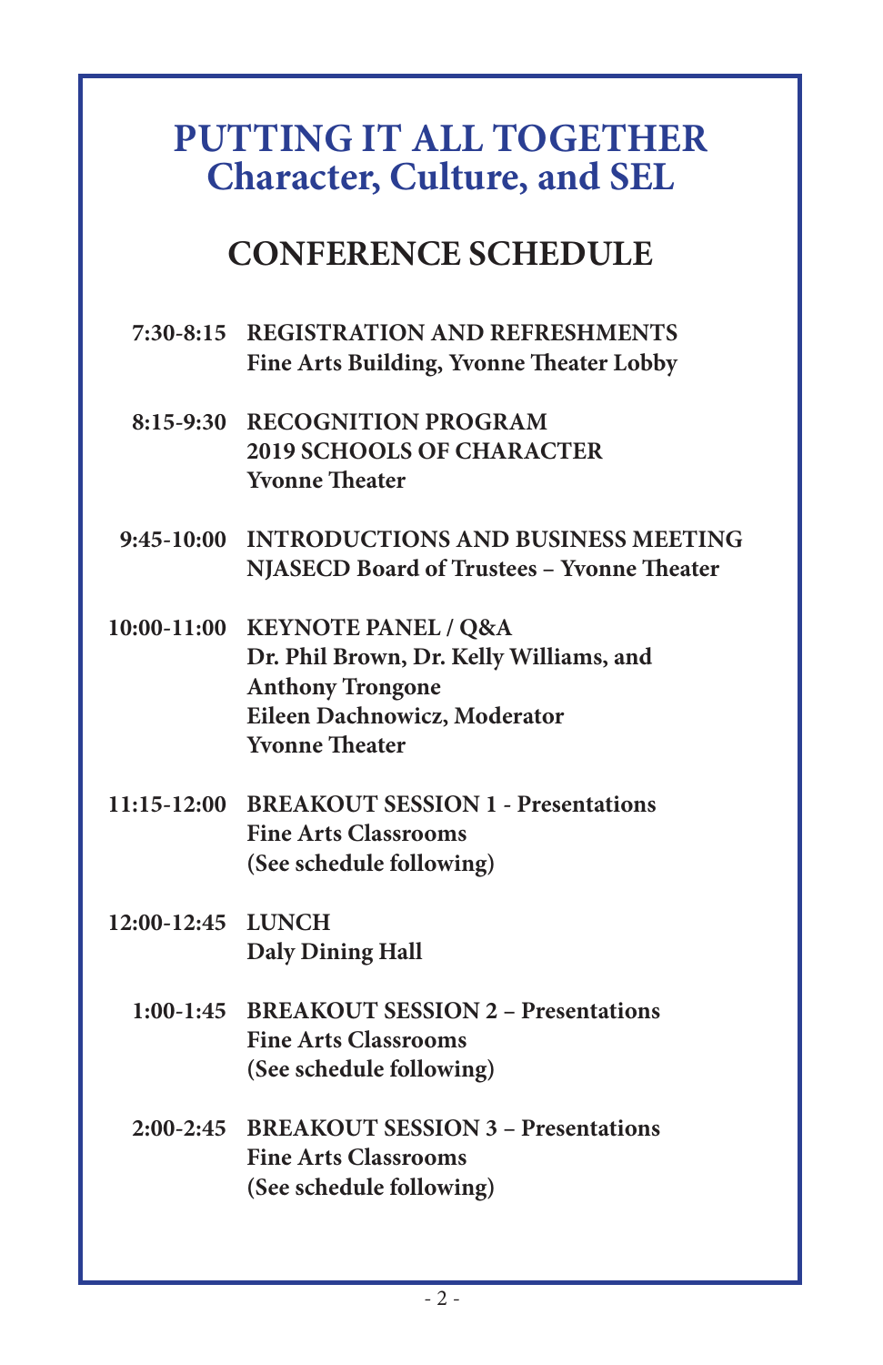# PUTTING IT ALL TOGETHER
# Character, Culture, and SEL

## CONFERENCE SCHEDULE

| | |
|---|---|
| **7:30-8:15** | **REGISTRATION AND REFRESHMENTS**<br>**Fine Arts Building, Yvonne Theater Lobby** |
| **8:15-9:30** | **RECOGNITION PROGRAM**<br>**2019 SCHOOLS OF CHARACTER**<br>**Yvonne Theater** |
| **9:45-10:00** | **INTRODUCTIONS AND BUSINESS MEETING**<br>**NJASECD Board of Trustees – Yvonne Theater** |
| **10:00-11:00** | **KEYNOTE PANEL / Q&A**<br>**Dr. Phil Brown, Dr. Kelly Williams, and Anthony Trongone**<br>**Eileen Dachnowicz, Moderator**<br>**Yvonne Theater** |
| **11:15-12:00** | **BREAKOUT SESSION 1 - Presentations**<br>**Fine Arts Classrooms**<br>**(See schedule following)** |
| **12:00-12:45** | **LUNCH**<br>**Daly Dining Hall** |
| **1:00-1:45** | **BREAKOUT SESSION 2 – Presentations**<br>**Fine Arts Classrooms**<br>**(See schedule following)** |
| **2:00-2:45** | **BREAKOUT SESSION 3 – Presentations**<br>**Fine Arts Classrooms**<br>**(See schedule following)** |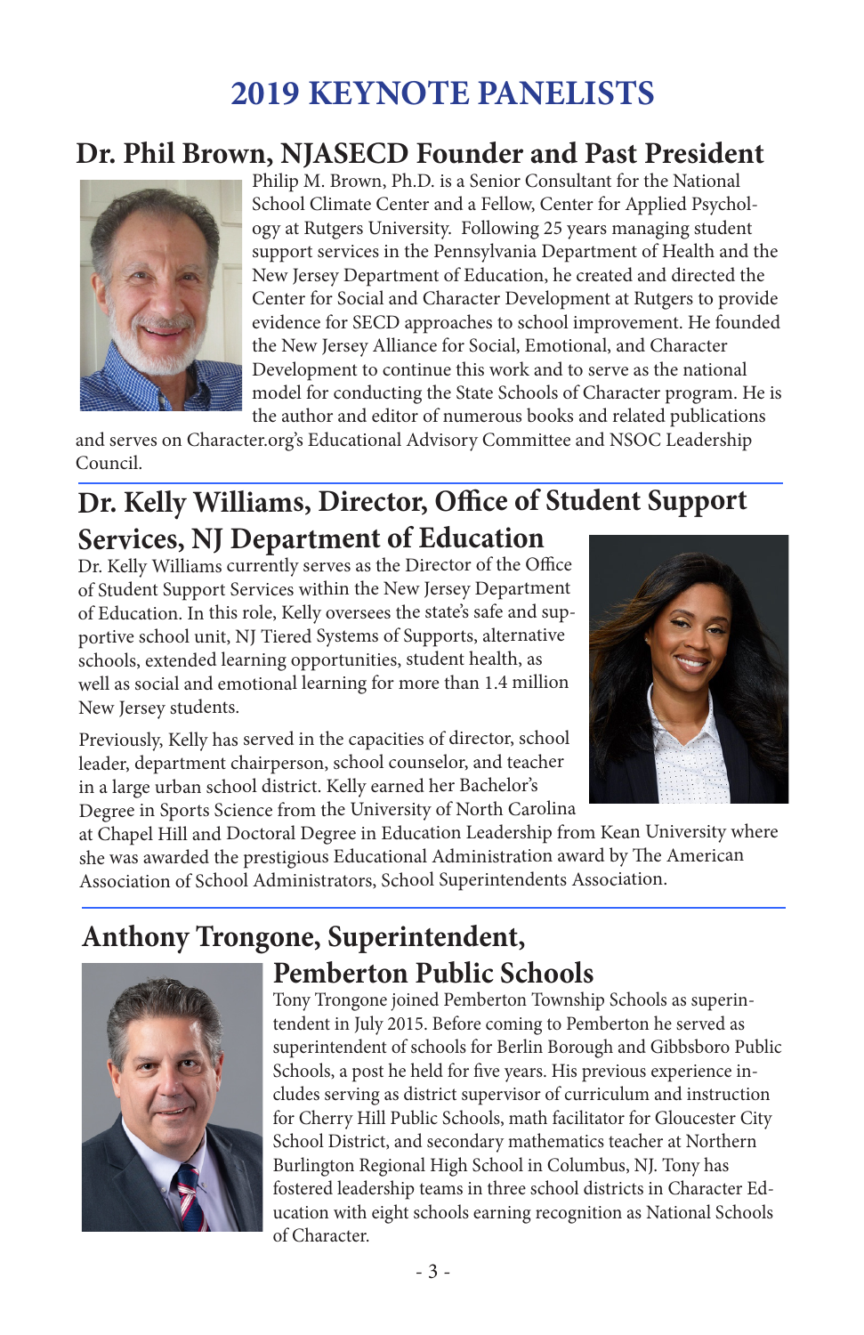# 2019 KEYNOTE PANELISTS

## Dr. Phil Brown, NJASECD Founder and Past President

Philip M. Brown, Ph.D. is a Senior Consultant for the National School Climate Center and a Fellow, Center for Applied Psychology at Rutgers University. Following 25 years managing student support services in the Pennsylvania Department of Health and the New Jersey Department of Education, he created and directed the Center for Social and Character Development at Rutgers to provide evidence for SECD approaches to school improvement. He founded the New Jersey Alliance for Social, Emotional, and Character Development to continue this work and to serve as the national model for conducting the State Schools of Character program. He is the author and editor of numerous books and related publications and serves on Character.org's Educational Advisory Committee and NSOC Leadership Council.

## Dr. Kelly Williams, Director, Office of Student Support Services, NJ Department of Education

Dr. Kelly Williams currently serves as the Director of the Office of Student Support Services within the New Jersey Department of Education. In this role, Kelly oversees the state's safe and supportive school unit, NJ Tiered Systems of Supports, alternative schools, extended learning opportunities, student health, as well as social and emotional learning for more than 1.4 million New Jersey students.

Previously, Kelly has served in the capacities of director, school leader, department chairperson, school counselor, and teacher in a large urban school district. Kelly earned her Bachelor's Degree in Sports Science from the University of North Carolina at Chapel Hill and Doctoral Degree in Education Leadership from Kean University where she was awarded the prestigious Educational Administration award by The American Association of School Administrators, School Superintendents Association.

## Anthony Trongone, Superintendent, Pemberton Public Schools

Tony Trongone joined Pemberton Township Schools as superintendent in July 2015. Before coming to Pemberton he served as superintendent of schools for Berlin Borough and Gibbsboro Public Schools, a post he held for five years. His previous experience includes serving as district supervisor of curriculum and instruction for Cherry Hill Public Schools, math facilitator for Gloucester City School District, and secondary mathematics teacher at Northern Burlington Regional High School in Columbus, NJ. Tony has fostered leadership teams in three school districts in Character Education with eight schools earning recognition as National Schools of Character.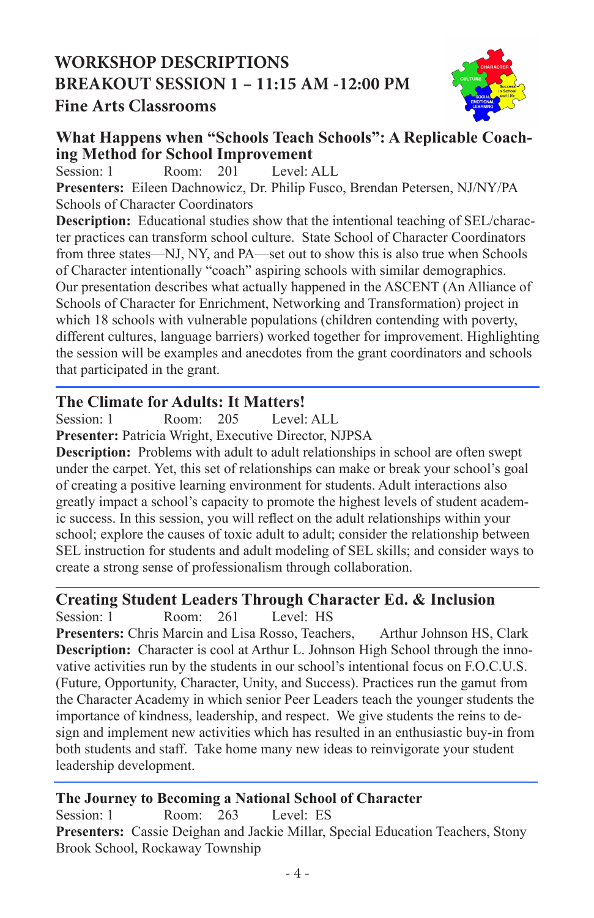# WORKSHOP DESCRIPTIONS
## BREAKOUT SESSION 1 – 11:15 AM -12:00 PM
## Fine Arts Classrooms

### What Happens when “Schools Teach Schools”: A Replicable Coaching Method for School Improvement

Session: 1 Room: 201 Level: ALL

**Presenters:** Eileen Dachnowicz, Dr. Philip Fusco, Brendan Petersen, NJ/NY/PA Schools of Character Coordinators

**Description:** Educational studies show that the intentional teaching of SEL/character practices can transform school culture. State School of Character Coordinators from three states—NJ, NY, and PA—set out to show this is also true when Schools of Character intentionally “coach” aspiring schools with similar demographics. Our presentation describes what actually happened in the ASCENT (An Alliance of Schools of Character for Enrichment, Networking and Transformation) project in which 18 schools with vulnerable populations (children contending with poverty, different cultures, language barriers) worked together for improvement. Highlighting the session will be examples and anecdotes from the grant coordinators and schools that participated in the grant.

---

### The Climate for Adults: It Matters!

Session: 1 Room: 205 Level: ALL

**Presenter:** Patricia Wright, Executive Director, NJPSA

**Description:** Problems with adult to adult relationships in school are often swept under the carpet. Yet, this set of relationships can make or break your school’s goal of creating a positive learning environment for students. Adult interactions also greatly impact a school’s capacity to promote the highest levels of student academic success. In this session, you will reflect on the adult relationships within your school; explore the causes of toxic adult to adult; consider the relationship between SEL instruction for students and adult modeling of SEL skills; and consider ways to create a strong sense of professionalism through collaboration.

---

### Creating Student Leaders Through Character Ed. & Inclusion

Session: 1 Room: 261 Level: HS

**Presenters:** Chris Marcin and Lisa Rosso, Teachers, Arthur Johnson HS, Clark

**Description:** Character is cool at Arthur L. Johnson High School through the innovative activities run by the students in our school’s intentional focus on F.O.C.U.S. (Future, Opportunity, Character, Unity, and Success). Practices run the gamut from the Character Academy in which senior Peer Leaders teach the younger students the importance of kindness, leadership, and respect. We give students the reins to design and implement new activities which has resulted in an enthusiastic buy-in from both students and staff. Take home many new ideas to reinvigorate your student leadership development.

---

### The Journey to Becoming a National School of Character

Session: 1 Room: 263 Level: ES

**Presenters:** Cassie Deighan and Jackie Millar, Special Education Teachers, Stony Brook School, Rockaway Township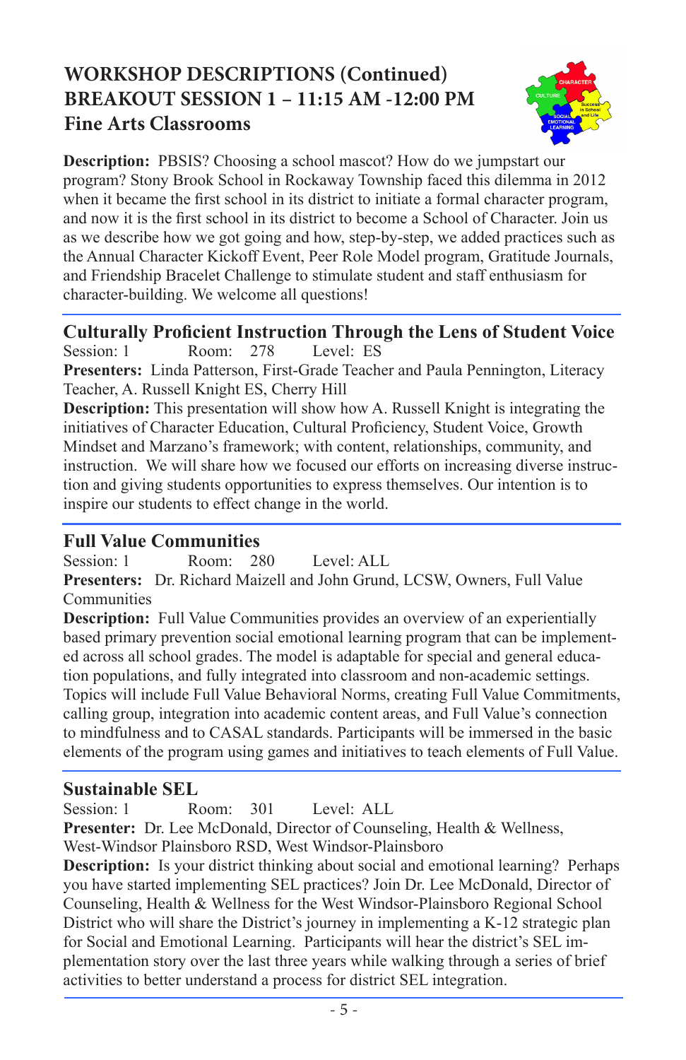# WORKSHOP DESCRIPTIONS (Continued)
## BREAKOUT SESSION 1 – 11:15 AM -12:00 PM
### Fine Arts Classrooms

**Description:** PBSIS? Choosing a school mascot? How do we jumpstart our program? Stony Brook School in Rockaway Township faced this dilemma in 2012 when it became the first school in its district to initiate a formal character program, and now it is the first school in its district to become a School of Character. Join us as we describe how we got going and how, step-by-step, we added practices such as the Annual Character Kickoff Event, Peer Role Model program, Gratitude Journals, and Friendship Bracelet Challenge to stimulate student and staff enthusiasm for character-building. We welcome all questions!

---

### Culturally Proficient Instruction Through the Lens of Student Voice

Session: 1 Room: 278 Level: ES

**Presenters:** Linda Patterson, First-Grade Teacher and Paula Pennington, Literacy Teacher, A. Russell Knight ES, Cherry Hill

**Description:** This presentation will show how A. Russell Knight is integrating the initiatives of Character Education, Cultural Proficiency, Student Voice, Growth Mindset and Marzano's framework; with content, relationships, community, and instruction. We will share how we focused our efforts on increasing diverse instruction and giving students opportunities to express themselves. Our intention is to inspire our students to effect change in the world.

---

### Full Value Communities

Session: 1 Room: 280 Level: ALL

**Presenters:** Dr. Richard Maizell and John Grund, LCSW, Owners, Full Value Communities

**Description:** Full Value Communities provides an overview of an experientially based primary prevention social emotional learning program that can be implemented across all school grades. The model is adaptable for special and general education populations, and fully integrated into classroom and non-academic settings. Topics will include Full Value Behavioral Norms, creating Full Value Commitments, calling group, integration into academic content areas, and Full Value's connection to mindfulness and to CASAL standards. Participants will be immersed in the basic elements of the program using games and initiatives to teach elements of Full Value.

---

### Sustainable SEL

Session: 1 Room: 301 Level: ALL

**Presenter:** Dr. Lee McDonald, Director of Counseling, Health & Wellness, West-Windsor Plainsboro RSD, West Windsor-Plainsboro

**Description:** Is your district thinking about social and emotional learning? Perhaps you have started implementing SEL practices? Join Dr. Lee McDonald, Director of Counseling, Health & Wellness for the West Windsor-Plainsboro Regional School District who will share the District's journey in implementing a K-12 strategic plan for Social and Emotional Learning. Participants will hear the district's SEL implementation story over the last three years while walking through a series of brief activities to better understand a process for district SEL integration.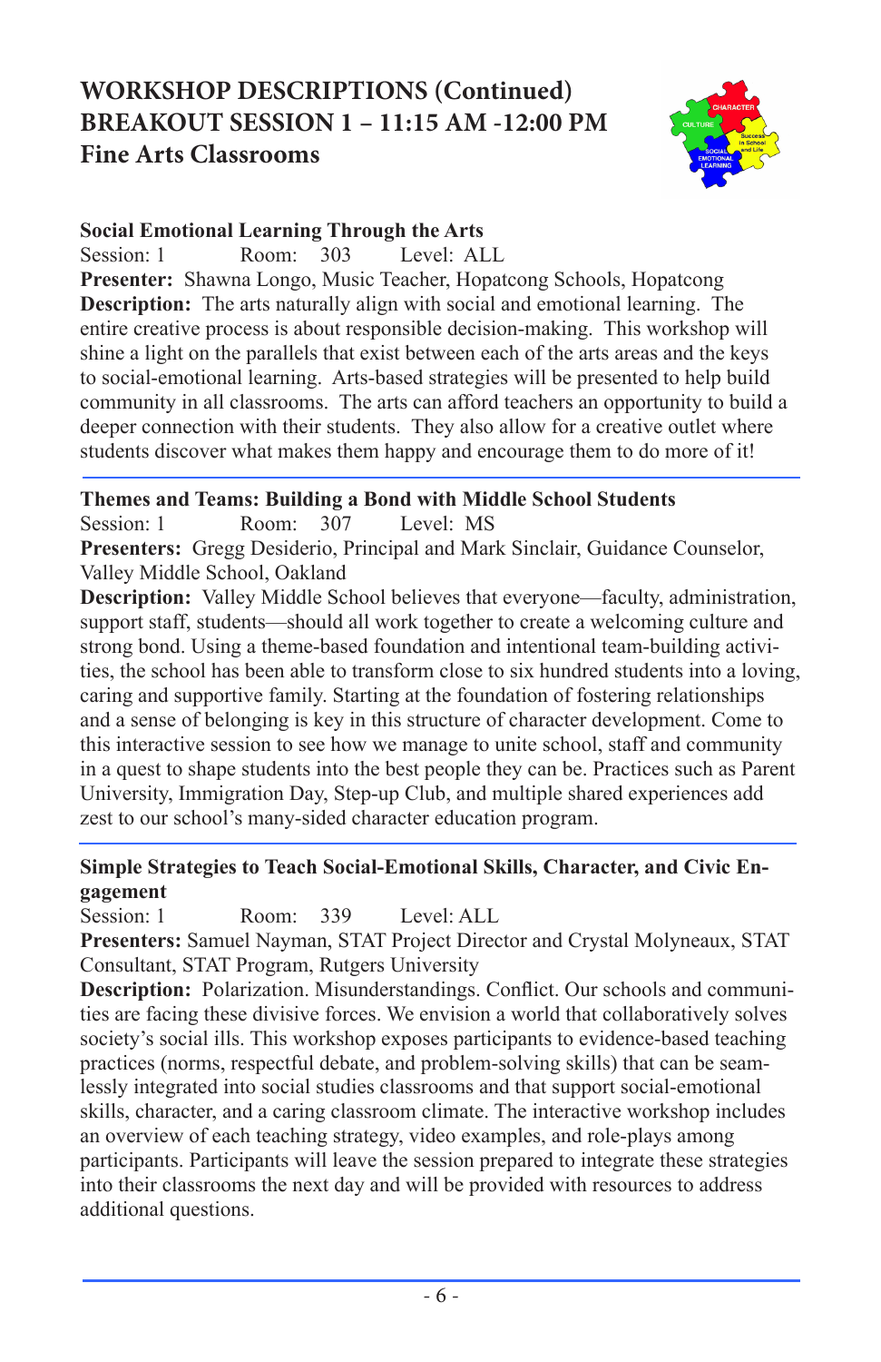# WORKSHOP DESCRIPTIONS (Continued)
## BREAKOUT SESSION 1 – 11:15 AM -12:00 PM
## Fine Arts Classrooms

### Social Emotional Learning Through the Arts

Session: 1 Room: 303 Level: ALL

**Presenter:** Shawna Longo, Music Teacher, Hopatcong Schools, Hopatcong

**Description:** The arts naturally align with social and emotional learning. The entire creative process is about responsible decision-making. This workshop will shine a light on the parallels that exist between each of the arts areas and the keys to social-emotional learning. Arts-based strategies will be presented to help build community in all classrooms. The arts can afford teachers an opportunity to build a deeper connection with their students. They also allow for a creative outlet where students discover what makes them happy and encourage them to do more of it!

---

### Themes and Teams: Building a Bond with Middle School Students

Session: 1 Room: 307 Level: MS

**Presenters:** Gregg Desiderio, Principal and Mark Sinclair, Guidance Counselor, Valley Middle School, Oakland

**Description:** Valley Middle School believes that everyone—faculty, administration, support staff, students—should all work together to create a welcoming culture and strong bond. Using a theme-based foundation and intentional team-building activities, the school has been able to transform close to six hundred students into a loving, caring and supportive family. Starting at the foundation of fostering relationships and a sense of belonging is key in this structure of character development. Come to this interactive session to see how we manage to unite school, staff and community in a quest to shape students into the best people they can be. Practices such as Parent University, Immigration Day, Step-up Club, and multiple shared experiences add zest to our school's many-sided character education program.

---

### Simple Strategies to Teach Social-Emotional Skills, Character, and Civic Engagement

Session: 1 Room: 339 Level: ALL

**Presenters:** Samuel Nayman, STAT Project Director and Crystal Molyneaux, STAT Consultant, STAT Program, Rutgers University

**Description:** Polarization. Misunderstandings. Conflict. Our schools and communities are facing these divisive forces. We envision a world that collaboratively solves society's social ills. This workshop exposes participants to evidence-based teaching practices (norms, respectful debate, and problem-solving skills) that can be seamlessly integrated into social studies classrooms and that support social-emotional skills, character, and a caring classroom climate. The interactive workshop includes an overview of each teaching strategy, video examples, and role-plays among participants. Participants will leave the session prepared to integrate these strategies into their classrooms the next day and will be provided with resources to address additional questions.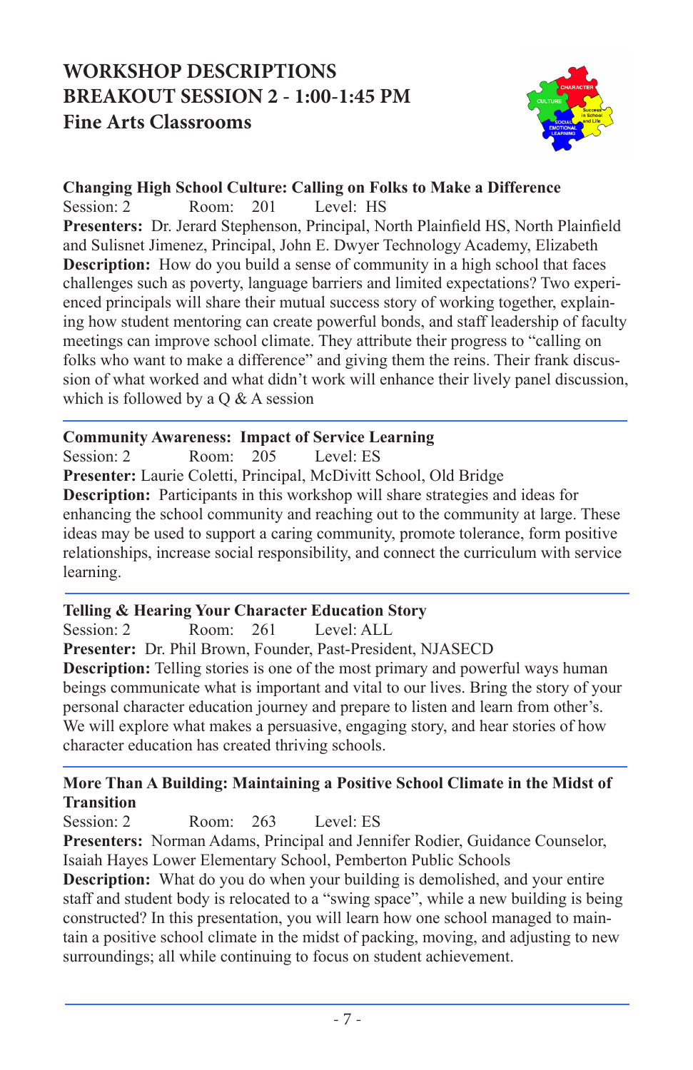# WORKSHOP DESCRIPTIONS
## BREAKOUT SESSION 2 - 1:00-1:45 PM
## Fine Arts Classrooms

**Changing High School Culture: Calling on Folks to Make a Difference**
Session: 2 Room: 201 Level: HS
**Presenters:** Dr. Jerard Stephenson, Principal, North Plainfield HS, North Plainfield and Sulisnet Jimenez, Principal, John E. Dwyer Technology Academy, Elizabeth
**Description:** How do you build a sense of community in a high school that faces challenges such as poverty, language barriers and limited expectations? Two experienced principals will share their mutual success story of working together, explaining how student mentoring can create powerful bonds, and staff leadership of faculty meetings can improve school climate. They attribute their progress to "calling on folks who want to make a difference" and giving them the reins. Their frank discussion of what worked and what didn't work will enhance their lively panel discussion, which is followed by a Q & A session

---

**Community Awareness: Impact of Service Learning**
Session: 2 Room: 205 Level: ES
**Presenter:** Laurie Coletti, Principal, McDivitt School, Old Bridge
**Description:** Participants in this workshop will share strategies and ideas for enhancing the school community and reaching out to the community at large. These ideas may be used to support a caring community, promote tolerance, form positive relationships, increase social responsibility, and connect the curriculum with service learning.

---

**Telling & Hearing Your Character Education Story**
Session: 2 Room: 261 Level: ALL
**Presenter:** Dr. Phil Brown, Founder, Past-President, NJASECD
**Description:** Telling stories is one of the most primary and powerful ways human beings communicate what is important and vital to our lives. Bring the story of your personal character education journey and prepare to listen and learn from other's. We will explore what makes a persuasive, engaging story, and hear stories of how character education has created thriving schools.

---

**More Than A Building: Maintaining a Positive School Climate in the Midst of Transition**
Session: 2 Room: 263 Level: ES
**Presenters:** Norman Adams, Principal and Jennifer Rodier, Guidance Counselor, Isaiah Hayes Lower Elementary School, Pemberton Public Schools
**Description:** What do you do when your building is demolished, and your entire staff and student body is relocated to a "swing space", while a new building is being constructed? In this presentation, you will learn how one school managed to maintain a positive school climate in the midst of packing, moving, and adjusting to new surroundings; all while continuing to focus on student achievement.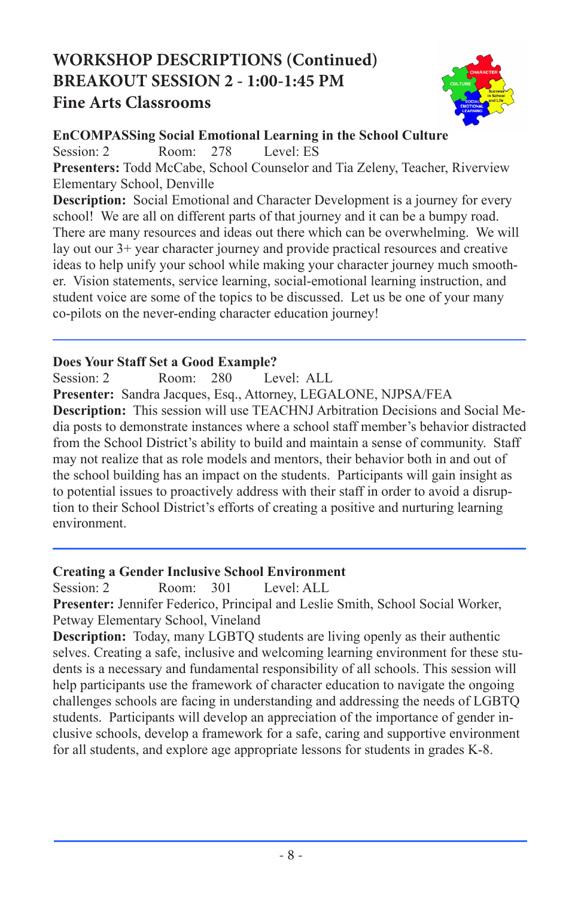# WORKSHOP DESCRIPTIONS (Continued)
## BREAKOUT SESSION 2 - 1:00-1:45 PM
## Fine Arts Classrooms

### EnCOMPASSing Social Emotional Learning in the School Culture

Session: 2 Room: 278 Level: ES

**Presenters:** Todd McCabe, School Counselor and Tia Zeleny, Teacher, Riverview Elementary School, Denville

**Description:** Social Emotional and Character Development is a journey for every school! We are all on different parts of that journey and it can be a bumpy road. There are many resources and ideas out there which can be overwhelming. We will lay out our 3+ year character journey and provide practical resources and creative ideas to help unify your school while making your character journey much smoother. Vision statements, service learning, social-emotional learning instruction, and student voice are some of the topics to be discussed. Let us be one of your many co-pilots on the never-ending character education journey!

---

### Does Your Staff Set a Good Example?

Session: 2 Room: 280 Level: ALL

**Presenter:** Sandra Jacques, Esq., Attorney, LEGALONE, NJPSA/FEA

**Description:** This session will use TEACHNJ Arbitration Decisions and Social Media posts to demonstrate instances where a school staff member's behavior distracted from the School District's ability to build and maintain a sense of community. Staff may not realize that as role models and mentors, their behavior both in and out of the school building has an impact on the students. Participants will gain insight as to potential issues to proactively address with their staff in order to avoid a disruption to their School District's efforts of creating a positive and nurturing learning environment.

---

### Creating a Gender Inclusive School Environment

Session: 2 Room: 301 Level: ALL

**Presenter:** Jennifer Federico, Principal and Leslie Smith, School Social Worker, Petway Elementary School, Vineland

**Description:** Today, many LGBTQ students are living openly as their authentic selves. Creating a safe, inclusive and welcoming learning environment for these students is a necessary and fundamental responsibility of all schools. This session will help participants use the framework of character education to navigate the ongoing challenges schools are facing in understanding and addressing the needs of LGBTQ students. Participants will develop an appreciation of the importance of gender inclusive schools, develop a framework for a safe, caring and supportive environment for all students, and explore age appropriate lessons for students in grades K-8.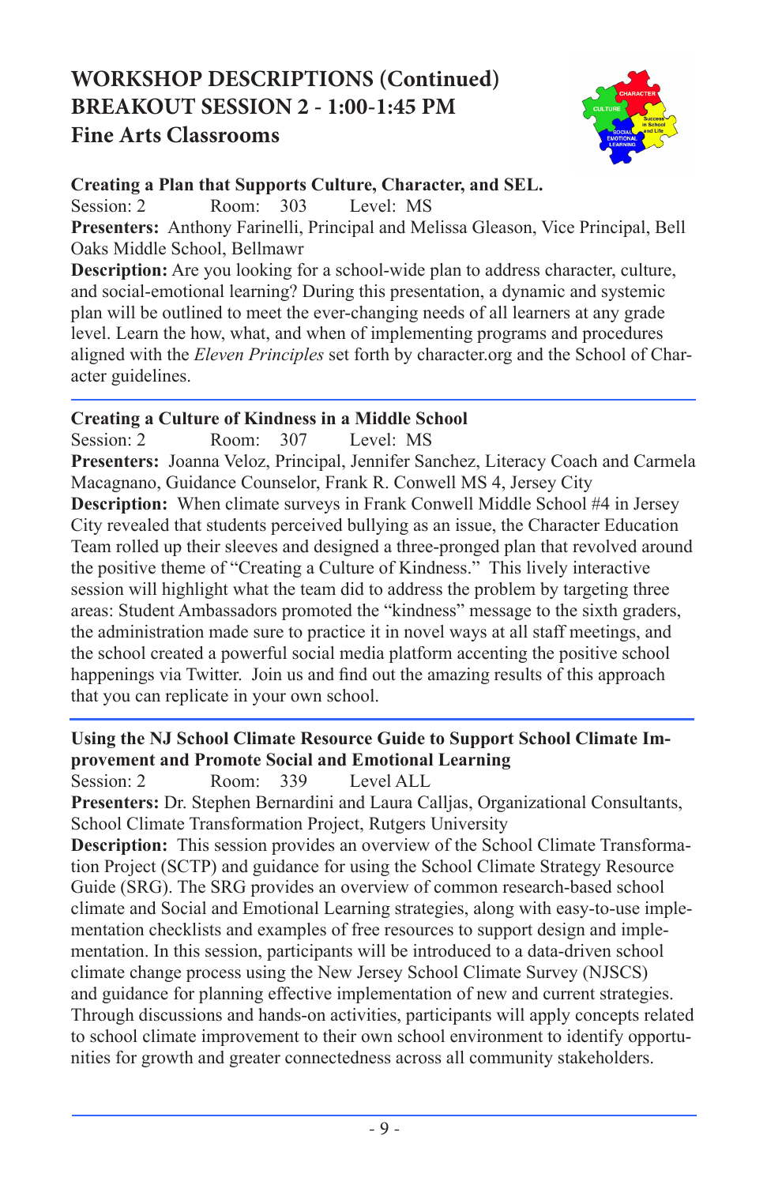# WORKSHOP DESCRIPTIONS (Continued)
## BREAKOUT SESSION 2 - 1:00-1:45 PM
## Fine Arts Classrooms

### Creating a Plan that Supports Culture, Character, and SEL.

Session: 2 Room: 303 Level: MS

**Presenters:** Anthony Farinelli, Principal and Melissa Gleason, Vice Principal, Bell Oaks Middle School, Bellmawr

**Description:** Are you looking for a school-wide plan to address character, culture, and social-emotional learning? During this presentation, a dynamic and systemic plan will be outlined to meet the ever-changing needs of all learners at any grade level. Learn the how, what, and when of implementing programs and procedures aligned with the *Eleven Principles* set forth by character.org and the School of Character guidelines.

---

### Creating a Culture of Kindness in a Middle School

Session: 2 Room: 307 Level: MS

**Presenters:** Joanna Veloz, Principal, Jennifer Sanchez, Literacy Coach and Carmela Macagnano, Guidance Counselor, Frank R. Conwell MS 4, Jersey City

**Description:** When climate surveys in Frank Conwell Middle School #4 in Jersey City revealed that students perceived bullying as an issue, the Character Education Team rolled up their sleeves and designed a three-pronged plan that revolved around the positive theme of "Creating a Culture of Kindness." This lively interactive session will highlight what the team did to address the problem by targeting three areas: Student Ambassadors promoted the "kindness" message to the sixth graders, the administration made sure to practice it in novel ways at all staff meetings, and the school created a powerful social media platform accenting the positive school happenings via Twitter. Join us and find out the amazing results of this approach that you can replicate in your own school.

---

### Using the NJ School Climate Resource Guide to Support School Climate Improvement and Promote Social and Emotional Learning

Session: 2 Room: 339 Level ALL

**Presenters:** Dr. Stephen Bernardini and Laura Calljas, Organizational Consultants, School Climate Transformation Project, Rutgers University

**Description:** This session provides an overview of the School Climate Transformation Project (SCTP) and guidance for using the School Climate Strategy Resource Guide (SRG). The SRG provides an overview of common research-based school climate and Social and Emotional Learning strategies, along with easy-to-use implementation checklists and examples of free resources to support design and implementation. In this session, participants will be introduced to a data-driven school climate change process using the New Jersey School Climate Survey (NJSCS) and guidance for planning effective implementation of new and current strategies. Through discussions and hands-on activities, participants will apply concepts related to school climate improvement to their own school environment to identify opportunities for growth and greater connectedness across all community stakeholders.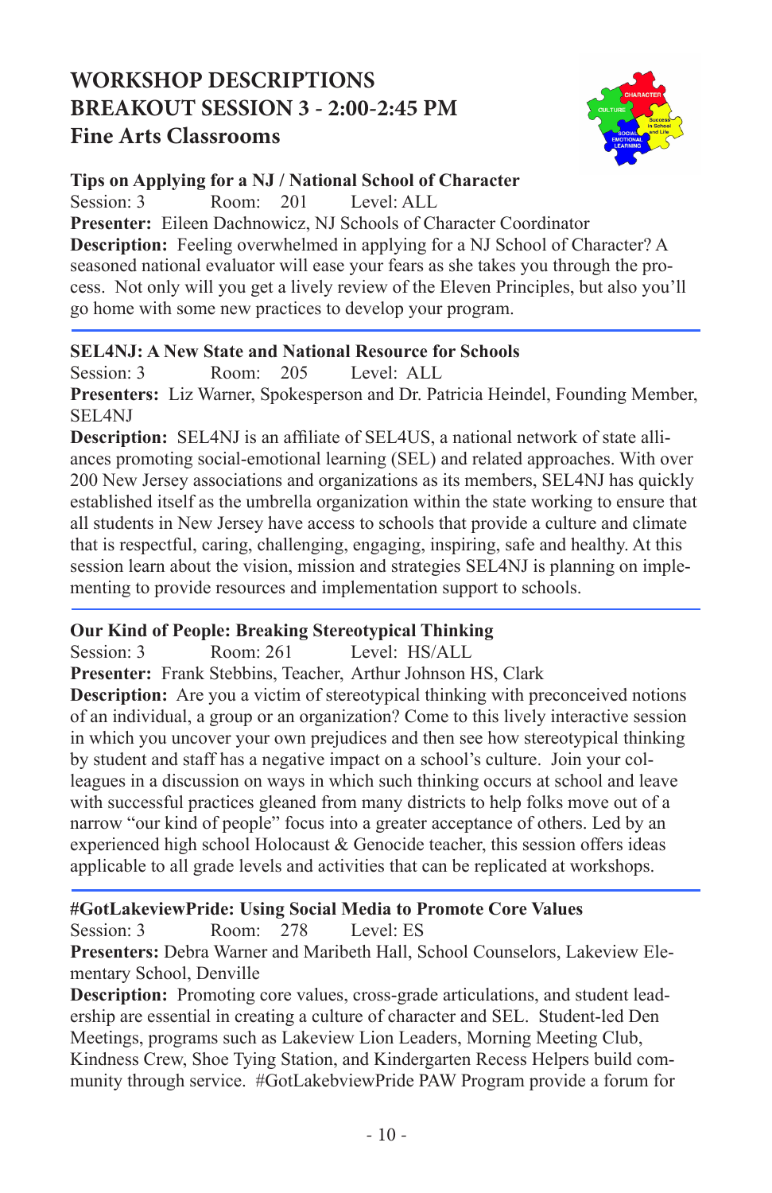# WORKSHOP DESCRIPTIONS
## BREAKOUT SESSION 3 - 2:00-2:45 PM
## Fine Arts Classrooms

### Tips on Applying for a NJ / National School of Character

Session: 3 Room: 201 Level: ALL

**Presenter:** Eileen Dachnowicz, NJ Schools of Character Coordinator

**Description:** Feeling overwhelmed in applying for a NJ School of Character? A seasoned national evaluator will ease your fears as she takes you through the process. Not only will you get a lively review of the Eleven Principles, but also you'll go home with some new practices to develop your program.

---

### SEL4NJ: A New State and National Resource for Schools

Session: 3 Room: 205 Level: ALL

**Presenters:** Liz Warner, Spokesperson and Dr. Patricia Heindel, Founding Member, SEL4NJ

**Description:** SEL4NJ is an affiliate of SEL4US, a national network of state alliances promoting social-emotional learning (SEL) and related approaches. With over 200 New Jersey associations and organizations as its members, SEL4NJ has quickly established itself as the umbrella organization within the state working to ensure that all students in New Jersey have access to schools that provide a culture and climate that is respectful, caring, challenging, engaging, inspiring, safe and healthy. At this session learn about the vision, mission and strategies SEL4NJ is planning on implementing to provide resources and implementation support to schools.

---

### Our Kind of People: Breaking Stereotypical Thinking

Session: 3 Room: 261 Level: HS/ALL

**Presenter:** Frank Stebbins, Teacher, Arthur Johnson HS, Clark

**Description:** Are you a victim of stereotypical thinking with preconceived notions of an individual, a group or an organization? Come to this lively interactive session in which you uncover your own prejudices and then see how stereotypical thinking by student and staff has a negative impact on a school's culture. Join your colleagues in a discussion on ways in which such thinking occurs at school and leave with successful practices gleaned from many districts to help folks move out of a narrow "our kind of people" focus into a greater acceptance of others. Led by an experienced high school Holocaust & Genocide teacher, this session offers ideas applicable to all grade levels and activities that can be replicated at workshops.

---

### #GotLakeviewPride: Using Social Media to Promote Core Values

Session: 3 Room: 278 Level: ES

**Presenters:** Debra Warner and Maribeth Hall, School Counselors, Lakeview Elementary School, Denville

**Description:** Promoting core values, cross-grade articulations, and student leadership are essential in creating a culture of character and SEL. Student-led Den Meetings, programs such as Lakeview Lion Leaders, Morning Meeting Club, Kindness Crew, Shoe Tying Station, and Kindergarten Recess Helpers build community through service. #GotLakebviewPride PAW Program provide a forum for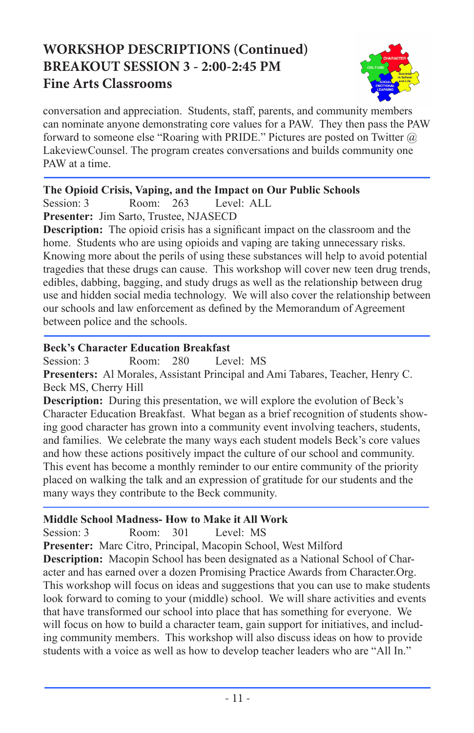# WORKSHOP DESCRIPTIONS (Continued)
## BREAKOUT SESSION 3 - 2:00-2:45 PM
## Fine Arts Classrooms

conversation and appreciation. Students, staff, parents, and community members can nominate anyone demonstrating core values for a PAW. They then pass the PAW forward to someone else "Roaring with PRIDE." Pictures are posted on Twitter @ LakeviewCounsel. The program creates conversations and builds community one PAW at a time.

---

**The Opioid Crisis, Vaping, and the Impact on Our Public Schools**

Session: 3 Room: 263 Level: ALL

**Presenter:** Jim Sarto, Trustee, NJASECD

**Description:** The opioid crisis has a significant impact on the classroom and the home. Students who are using opioids and vaping are taking unnecessary risks. Knowing more about the perils of using these substances will help to avoid potential tragedies that these drugs can cause. This workshop will cover new teen drug trends, edibles, dabbing, bagging, and study drugs as well as the relationship between drug use and hidden social media technology. We will also cover the relationship between our schools and law enforcement as defined by the Memorandum of Agreement between police and the schools.

---

**Beck's Character Education Breakfast**

Session: 3 Room: 280 Level: MS

**Presenters:** Al Morales, Assistant Principal and Ami Tabares, Teacher, Henry C. Beck MS, Cherry Hill

**Description:** During this presentation, we will explore the evolution of Beck's Character Education Breakfast. What began as a brief recognition of students showing good character has grown into a community event involving teachers, students, and families. We celebrate the many ways each student models Beck's core values and how these actions positively impact the culture of our school and community. This event has become a monthly reminder to our entire community of the priority placed on walking the talk and an expression of gratitude for our students and the many ways they contribute to the Beck community.

---

**Middle School Madness- How to Make it All Work**

Session: 3 Room: 301 Level: MS

**Presenter:** Marc Citro, Principal, Macopin School, West Milford

**Description:** Macopin School has been designated as a National School of Character and has earned over a dozen Promising Practice Awards from Character.Org. This workshop will focus on ideas and suggestions that you can use to make students look forward to coming to your (middle) school. We will share activities and events that have transformed our school into place that has something for everyone. We will focus on how to build a character team, gain support for initiatives, and including community members. This workshop will also discuss ideas on how to provide students with a voice as well as how to develop teacher leaders who are "All In."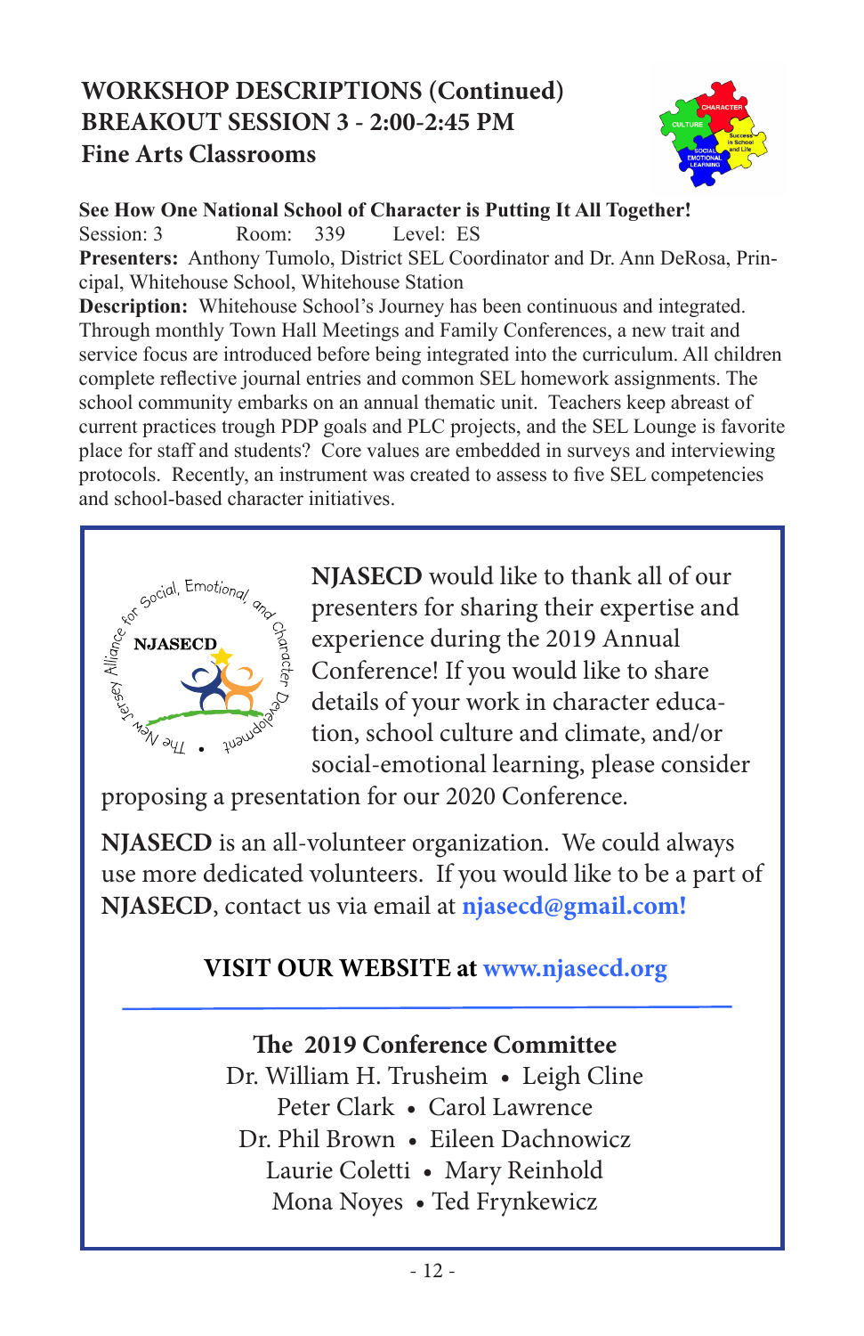## WORKSHOP DESCRIPTIONS (Continued)
## BREAKOUT SESSION 3 - 2:00-2:45 PM
## Fine Arts Classrooms

**See How One National School of Character is Putting It All Together!**
Session: 3 Room: 339 Level: ES
**Presenters:** Anthony Tumolo, District SEL Coordinator and Dr. Ann DeRosa, Principal, Whitehouse School, Whitehouse Station
**Description:** Whitehouse School's Journey has been continuous and integrated. Through monthly Town Hall Meetings and Family Conferences, a new trait and service focus are introduced before being integrated into the curriculum. All children complete reflective journal entries and common SEL homework assignments. The school community embarks on an annual thematic unit. Teachers keep abreast of current practices trough PDP goals and PLC projects, and the SEL Lounge is favorite place for staff and students? Core values are embedded in surveys and interviewing protocols. Recently, an instrument was created to assess to five SEL competencies and school-based character initiatives.

---

**NJASECD** would like to thank all of our presenters for sharing their expertise and experience during the 2019 Annual Conference! If you would like to share details of your work in character education, school culture and climate, and/or social-emotional learning, please consider proposing a presentation for our 2020 Conference.

**NJASECD** is an all-volunteer organization. We could always use more dedicated volunteers. If you would like to be a part of **NJASECD**, contact us via email at **njasecd@gmail.com!**

**VISIT OUR WEBSITE at www.njasecd.org**

**The 2019 Conference Committee**

Dr. William H. Trusheim • Leigh Cline
Peter Clark • Carol Lawrence
Dr. Phil Brown • Eileen Dachnowicz
Laurie Coletti • Mary Reinhold
Mona Noyes • Ted Frynkewicz